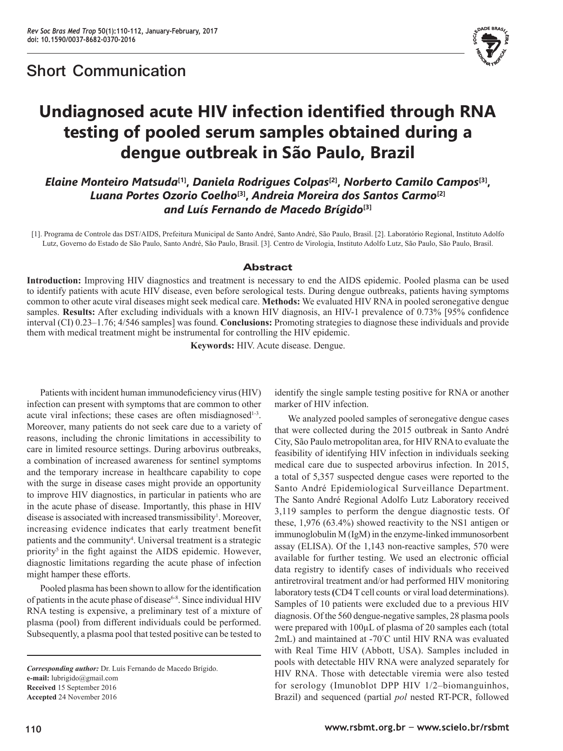## Short Communication

# Undiagnosed acute HIV infection identified through RNA testing of pooled serum samples obtained during a dengue outbreak in São Paulo, Brazil

***Elaine Monteiro Matsuda*[1]*, Daniela Rodrigues Colpas*[2]*, Norberto Camilo Campos*[3]*, Luana Portes Ozorio Coelho*[3]*, Andreia Moreira dos Santos Carmo*[2] *and Luís Fernando de Macedo Brígido*[3]**

[1]. Programa de Controle das DST/AIDS, Prefeitura Municipal de Santo André, Santo André, São Paulo, Brasil. [2]. Laboratório Regional, Instituto Adolfo Lutz, Governo do Estado de São Paulo, Santo André, São Paulo, Brasil. [3]. Centro de Virologia, Instituto Adolfo Lutz, São Paulo, São Paulo, Brasil.

### Abstract

**Introduction:** Improving HIV diagnostics and treatment is necessary to end the AIDS epidemic. Pooled plasma can be used to identify patients with acute HIV disease, even before serological tests. During dengue outbreaks, patients having symptoms common to other acute viral diseases might seek medical care. **Methods:** We evaluated HIV RNA in pooled seronegative dengue samples. **Results:** After excluding individuals with a known HIV diagnosis, an HIV-1 prevalence of 0.73% [95% confidence interval (CI) 0.23–1.76; 4/546 samples] was found. **Conclusions:** Promoting strategies to diagnose these individuals and provide them with medical treatment might be instrumental for controlling the HIV epidemic.

**Keywords:** HIV. Acute disease. Dengue.

Patients with incident human immunodeficiency virus (HIV) infection can present with symptoms that are common to other acute viral infections; these cases are often misdiagnosed[1-3]. Moreover, many patients do not seek care due to a variety of reasons, including the chronic limitations in accessibility to care in limited resource settings. During arbovirus outbreaks, a combination of increased awareness for sentinel symptoms and the temporary increase in healthcare capability to cope with the surge in disease cases might provide an opportunity to improve HIV diagnostics, in particular in patients who are in the acute phase of disease. Importantly, this phase in HIV disease is associated with increased transmissibility[1]. Moreover, increasing evidence indicates that early treatment benefit patients and the community[4]. Universal treatment is a strategic priority[5] in the fight against the AIDS epidemic. However, diagnostic limitations regarding the acute phase of infection might hamper these efforts.

Pooled plasma has been shown to allow for the identification of patients in the acute phase of disease[6-8]. Since individual HIV RNA testing is expensive, a preliminary test of a mixture of plasma (pool) from different individuals could be performed. Subsequently, a plasma pool that tested positive can be tested to identify the single sample testing positive for RNA or another marker of HIV infection.

We analyzed pooled samples of seronegative dengue cases that were collected during the 2015 outbreak in Santo André City, São Paulo metropolitan area, for HIV RNA to evaluate the feasibility of identifying HIV infection in individuals seeking medical care due to suspected arbovirus infection. In 2015, a total of 5,357 suspected dengue cases were reported to the Santo André Epidemiological Surveillance Department. The Santo André Regional Adolfo Lutz Laboratory received 3,119 samples to perform the dengue diagnostic tests. Of these, 1,976 (63.4%) showed reactivity to the NS1 antigen or immunoglobulin M (IgM) in the enzyme-linked immunosorbent assay (ELISA). Of the 1,143 non-reactive samples, 570 were available for further testing. We used an electronic official data registry to identify cases of individuals who received antiretroviral treatment and/or had performed HIV monitoring laboratory tests **(**CD4 T cell counts or viral load determinations). Samples of 10 patients were excluded due to a previous HIV diagnosis. Of the 560 dengue-negative samples, 28 plasma pools were prepared with 100µL of plasma of 20 samples each (total 2mL) and maintained at -70°C until HIV RNA was evaluated with Real Time HIV (Abbott, USA). Samples included in pools with detectable HIV RNA were analyzed separately for HIV RNA. Those with detectable viremia were also tested for serology (Imunoblot DPP HIV 1/2–biomanguinhos, Brazil) and sequenced (partial *pol* nested RT-PCR, followed

***Corresponding author:*** Dr. Luís Fernando de Macedo Brígido.
**e-mail:** lubrigido@gmail.com
**Received** 15 September 2016
**Accepted** 24 November 2016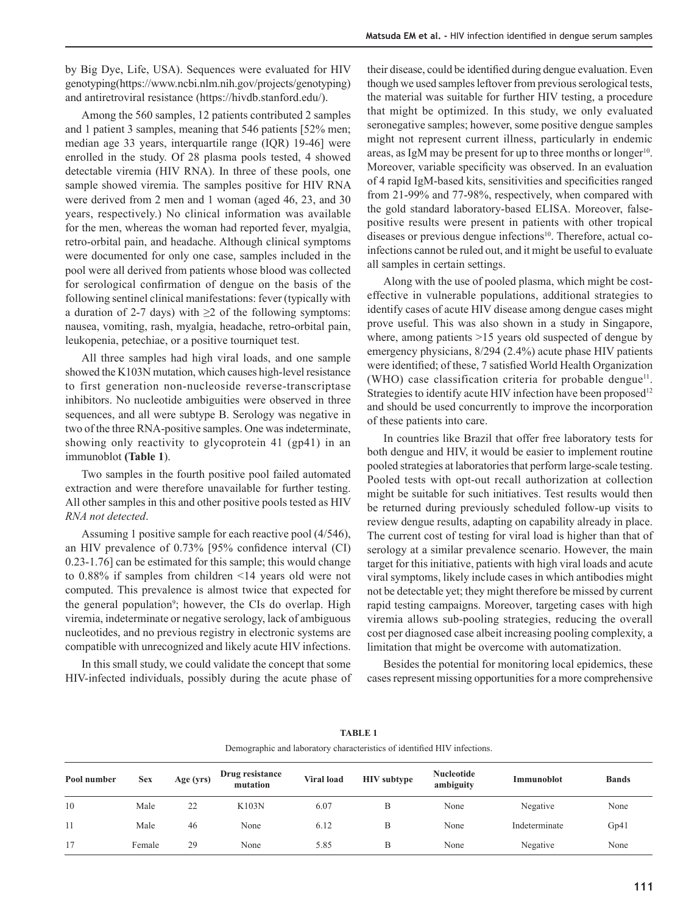by Big Dye, Life, USA). Sequences were evaluated for HIV genotyping(https://www.ncbi.nlm.nih.gov/projects/genotyping) and antiretroviral resistance (https://hivdb.stanford.edu/).

Among the 560 samples, 12 patients contributed 2 samples and 1 patient 3 samples, meaning that 546 patients [52% men; median age 33 years, interquartile range (IQR) 19-46] were enrolled in the study. Of 28 plasma pools tested, 4 showed detectable viremia (HIV RNA). In three of these pools, one sample showed viremia. The samples positive for HIV RNA were derived from 2 men and 1 woman (aged 46, 23, and 30 years, respectively.) No clinical information was available for the men, whereas the woman had reported fever, myalgia, retro-orbital pain, and headache. Although clinical symptoms were documented for only one case, samples included in the pool were all derived from patients whose blood was collected for serological confirmation of dengue on the basis of the following sentinel clinical manifestations: fever (typically with a duration of 2-7 days) with ≥2 of the following symptoms: nausea, vomiting, rash, myalgia, headache, retro-orbital pain, leukopenia, petechiae, or a positive tourniquet test.

All three samples had high viral loads, and one sample showed the K103N mutation, which causes high-level resistance to first generation non-nucleoside reverse-transcriptase inhibitors. No nucleotide ambiguities were observed in three sequences, and all were subtype B. Serology was negative in two of the three RNA-positive samples. One was indeterminate, showing only reactivity to glycoprotein 41 (gp41) in an immunoblot **(Table 1)**.

Two samples in the fourth positive pool failed automated extraction and were therefore unavailable for further testing. All other samples in this and other positive pools tested as HIV *RNA not detected*.

Assuming 1 positive sample for each reactive pool (4/546), an HIV prevalence of 0.73% [95% confidence interval (CI) 0.23-1.76] can be estimated for this sample; this would change to 0.88% if samples from children <14 years old were not computed. This prevalence is almost twice that expected for the general population[9]; however, the CIs do overlap. High viremia, indeterminate or negative serology, lack of ambiguous nucleotides, and no previous registry in electronic systems are compatible with unrecognized and likely acute HIV infections.

In this small study, we could validate the concept that some HIV-infected individuals, possibly during the acute phase of their disease, could be identified during dengue evaluation. Even though we used samples leftover from previous serological tests, the material was suitable for further HIV testing, a procedure that might be optimized. In this study, we only evaluated seronegative samples; however, some positive dengue samples might not represent current illness, particularly in endemic areas, as IgM may be present for up to three months or longer[10]. Moreover, variable specificity was observed. In an evaluation of 4 rapid IgM-based kits, sensitivities and specificities ranged from 21-99% and 77-98%, respectively, when compared with the gold standard laboratory-based ELISA. Moreover, false-positive results were present in patients with other tropical diseases or previous dengue infections[10]. Therefore, actual co-infections cannot be ruled out, and it might be useful to evaluate all samples in certain settings.

Along with the use of pooled plasma, which might be cost-effective in vulnerable populations, additional strategies to identify cases of acute HIV disease among dengue cases might prove useful. This was also shown in a study in Singapore, where, among patients >15 years old suspected of dengue by emergency physicians, 8/294 (2.4%) acute phase HIV patients were identified; of these, 7 satisfied World Health Organization (WHO) case classification criteria for probable dengue[11]. Strategies to identify acute HIV infection have been proposed[12] and should be used concurrently to improve the incorporation of these patients into care.

In countries like Brazil that offer free laboratory tests for both dengue and HIV, it would be easier to implement routine pooled strategies at laboratories that perform large-scale testing. Pooled tests with opt-out recall authorization at collection might be suitable for such initiatives. Test results would then be returned during previously scheduled follow-up visits to review dengue results, adapting on capability already in place. The current cost of testing for viral load is higher than that of serology at a similar prevalence scenario. However, the main target for this initiative, patients with high viral loads and acute viral symptoms, likely include cases in which antibodies might not be detectable yet; they might therefore be missed by current rapid testing campaigns. Moreover, targeting cases with high viremia allows sub-pooling strategies, reducing the overall cost per diagnosed case albeit increasing pooling complexity, a limitation that might be overcome with automatization.

Besides the potential for monitoring local epidemics, these cases represent missing opportunities for a more comprehensive

**TABLE 1**

Demographic and laboratory characteristics of identified HIV infections.

| Pool number | Sex | Age (yrs) | Drug resistance mutation | Viral load | HIV subtype | Nucleotide ambiguity | Immunoblot | Bands |
|---|---|---|---|---|---|---|---|---|
| 10 | Male | 22 | K103N | 6.07 | B | None | Negative | None |
| 11 | Male | 46 | None | 6.12 | B | None | Indeterminate | Gp41 |
| 17 | Female | 29 | None | 5.85 | B | None | Negative | None |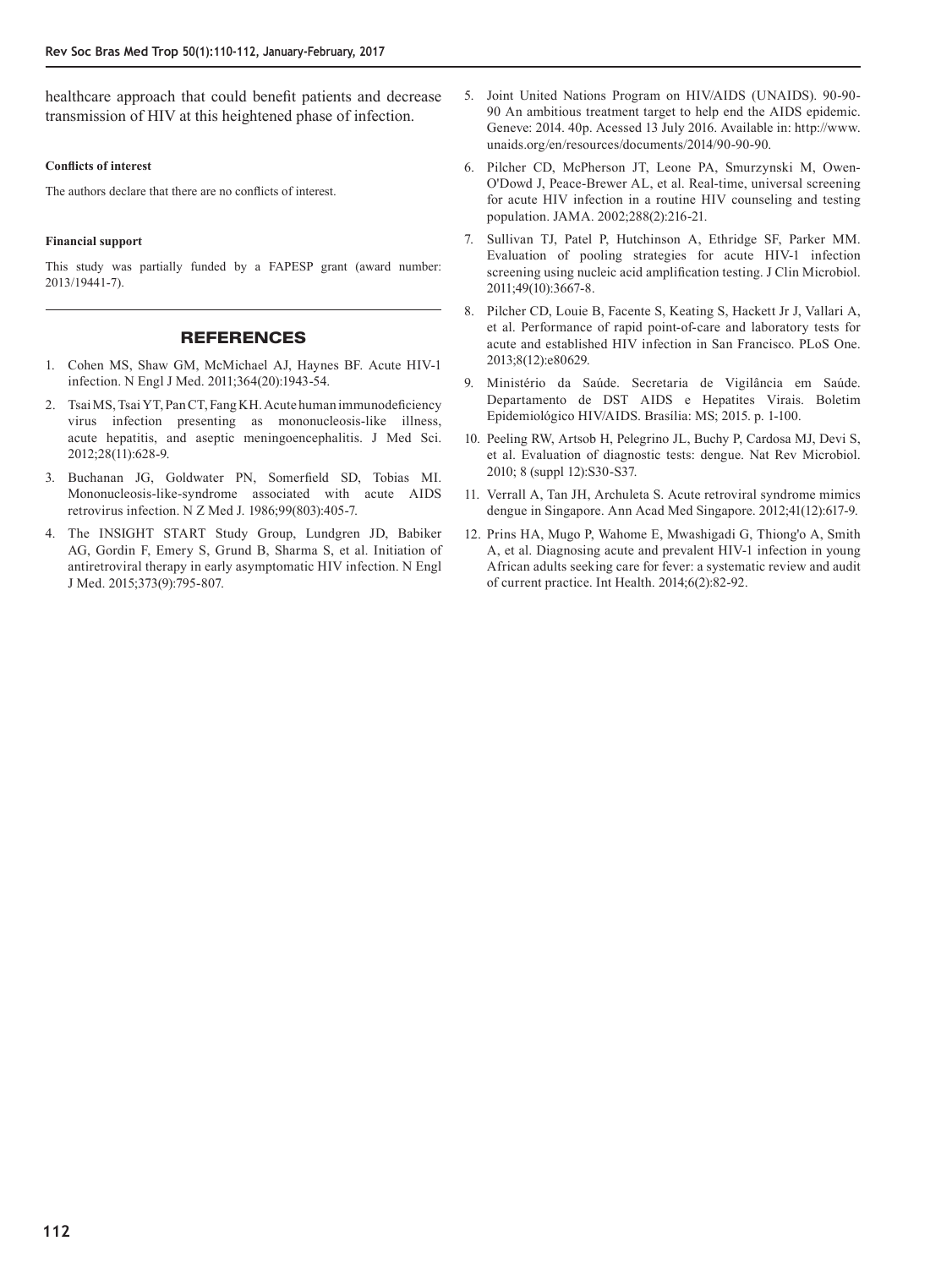healthcare approach that could benefit patients and decrease transmission of HIV at this heightened phase of infection.

**Conflicts of interest**

The authors declare that there are no conflicts of interest.

**Financial support**

This study was partially funded by a FAPESP grant (award number: 2013/19441-7).

## REFERENCES

1. Cohen MS, Shaw GM, McMichael AJ, Haynes BF. Acute HIV-1 infection. N Engl J Med. 2011;364(20):1943-54.
2. Tsai MS, Tsai YT, Pan CT, Fang KH. Acute human immunodeficiency virus infection presenting as mononucleosis-like illness, acute hepatitis, and aseptic meningoencephalitis. J Med Sci. 2012;28(11):628-9.
3. Buchanan JG, Goldwater PN, Somerfield SD, Tobias MI. Mononucleosis-like-syndrome associated with acute AIDS retrovirus infection. N Z Med J. 1986;99(803):405-7.
4. The INSIGHT START Study Group, Lundgren JD, Babiker AG, Gordin F, Emery S, Grund B, Sharma S, et al. Initiation of antiretroviral therapy in early asymptomatic HIV infection. N Engl J Med. 2015;373(9):795-807.
5. Joint United Nations Program on HIV/AIDS (UNAIDS). 90-90-90 An ambitious treatment target to help end the AIDS epidemic. Geneve: 2014. 40p. Acessed 13 July 2016. Available in: http://www.unaids.org/en/resources/documents/2014/90-90-90.
6. Pilcher CD, McPherson JT, Leone PA, Smurzynski M, Owen-O'Dowd J, Peace-Brewer AL, et al. Real-time, universal screening for acute HIV infection in a routine HIV counseling and testing population. JAMA. 2002;288(2):216-21.
7. Sullivan TJ, Patel P, Hutchinson A, Ethridge SF, Parker MM. Evaluation of pooling strategies for acute HIV-1 infection screening using nucleic acid amplification testing. J Clin Microbiol. 2011;49(10):3667-8.
8. Pilcher CD, Louie B, Facente S, Keating S, Hackett Jr J, Vallari A, et al. Performance of rapid point-of-care and laboratory tests for acute and established HIV infection in San Francisco. PLoS One. 2013;8(12):e80629.
9. Ministério da Saúde. Secretaria de Vigilância em Saúde. Departamento de DST AIDS e Hepatites Virais. Boletim Epidemiológico HIV/AIDS. Brasília: MS; 2015. p. 1-100.
10. Peeling RW, Artsob H, Pelegrino JL, Buchy P, Cardosa MJ, Devi S, et al. Evaluation of diagnostic tests: dengue. Nat Rev Microbiol. 2010; 8 (suppl 12):S30-S37.
11. Verrall A, Tan JH, Archuleta S. Acute retroviral syndrome mimics dengue in Singapore. Ann Acad Med Singapore. 2012;41(12):617-9.
12. Prins HA, Mugo P, Wahome E, Mwashigadi G, Thiong'o A, Smith A, et al. Diagnosing acute and prevalent HIV-1 infection in young African adults seeking care for fever: a systematic review and audit of current practice. Int Health. 2014;6(2):82-92.